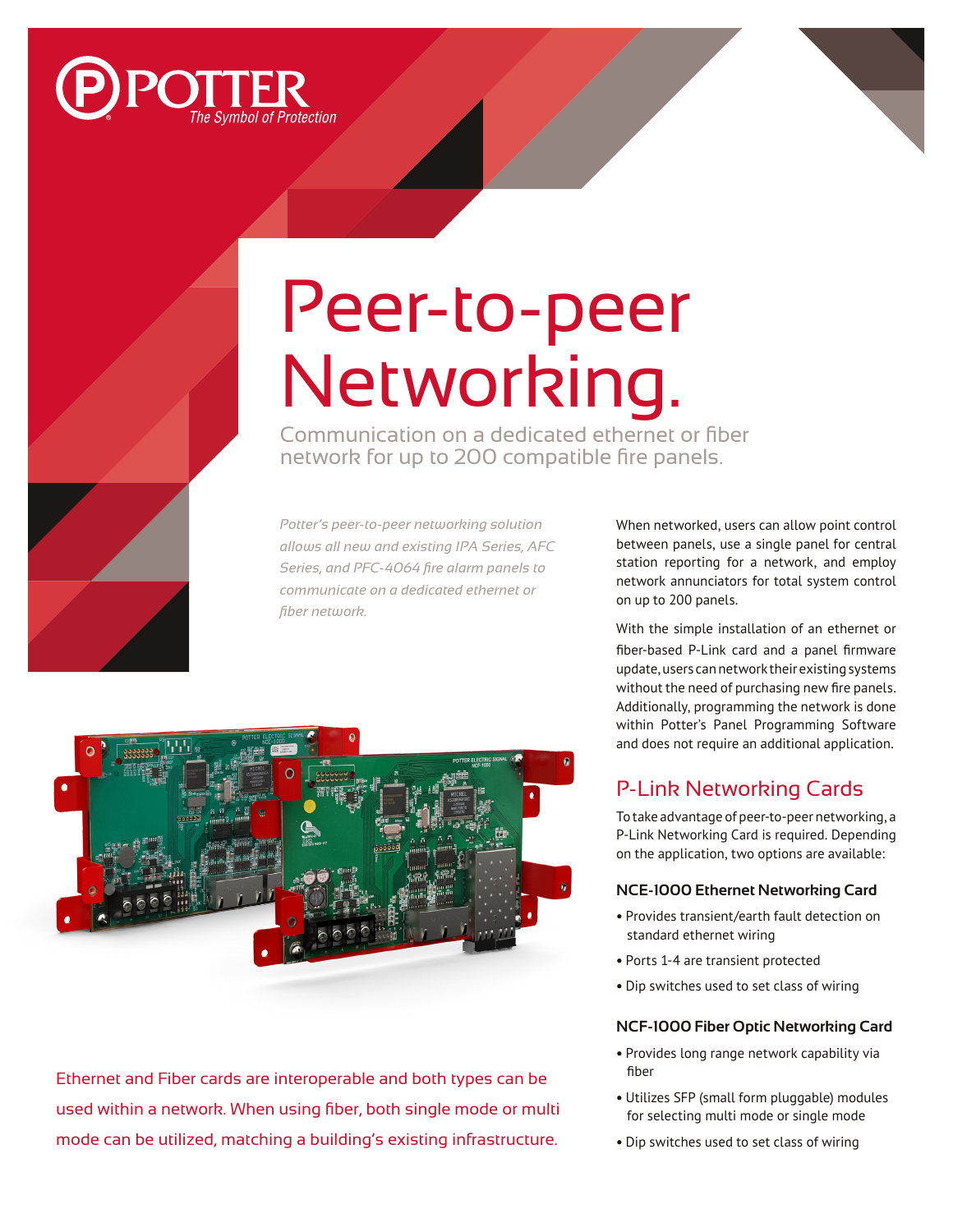# Peer-to-peer Networking.

Communication on a dedicated ethernet or fiber network for up to 200 compatible fire panels.

*Potter's peer-to-peer networking solution allows all new and existing IPA Series, AFC Series, and PFC-4064 fire alarm panels to communicate on a dedicated ethernet or fiber network.*

When networked, users can allow point control between panels, use a single panel for central station reporting for a network, and employ network annunciators for total system control on up to 200 panels.

With the simple installation of an ethernet or fiber-based P-Link card and a panel firmware update, users can network their existing systems without the need of purchasing new fire panels. Additionally, programming the network is done within Potter's Panel Programming Software and does not require an additional application.

Ethernet and Fiber cards are interoperable and both types can be used within a network. When using fiber, both single mode or multi mode can be utilized, matching a building's existing infrastructure.

## P-Link Networking Cards

To take advantage of peer-to-peer networking, a P-Link Networking Card is required. Depending on the application, two options are available:

### NCE-1000 Ethernet Networking Card

- Provides transient/earth fault detection on standard ethernet wiring
- Ports 1-4 are transient protected
- Dip switches used to set class of wiring

### NCF-1000 Fiber Optic Networking Card

- Provides long range network capability via fiber
- Utilizes SFP (small form pluggable) modules for selecting multi mode or single mode
- Dip switches used to set class of wiring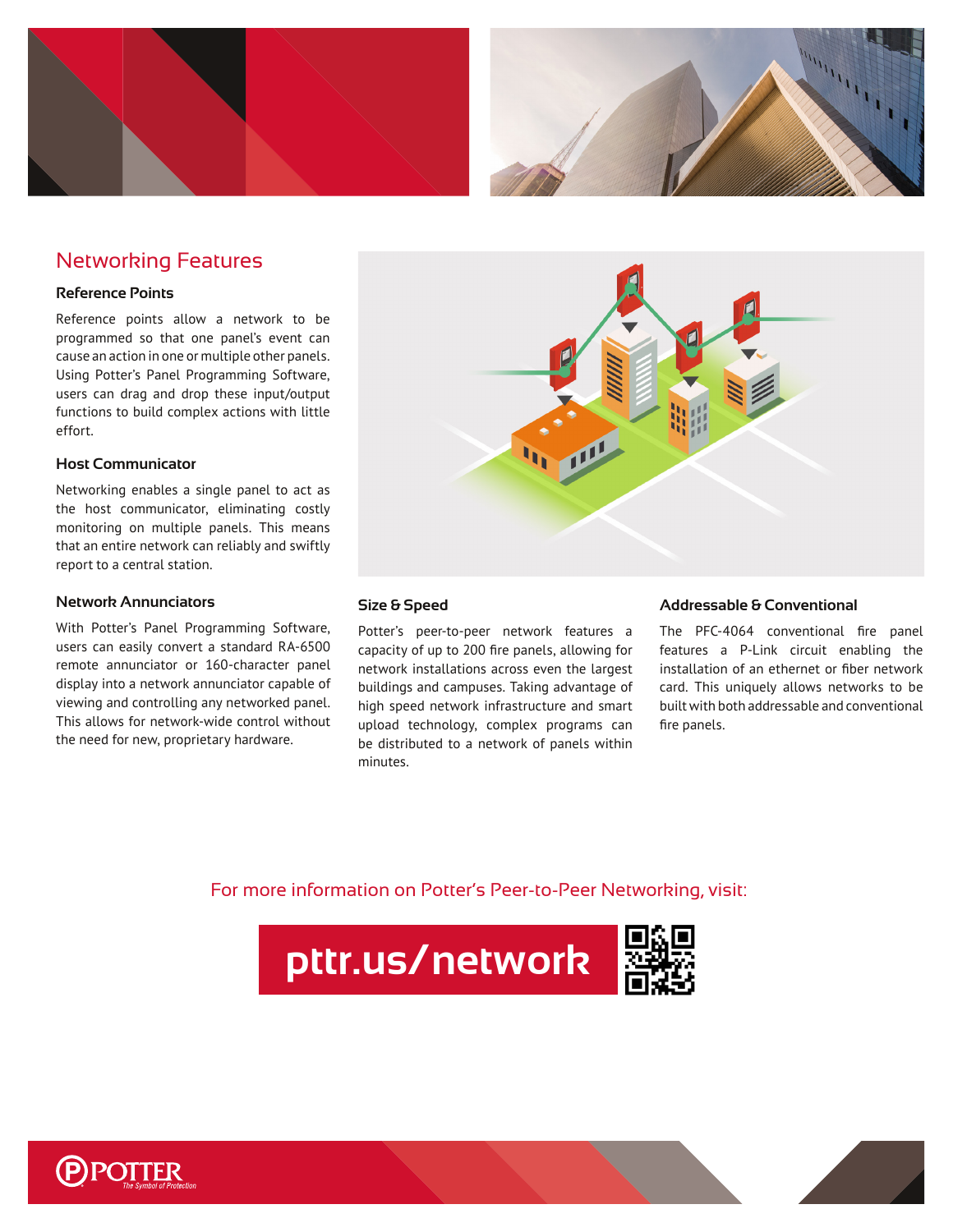## Networking Features

### Reference Points

Reference points allow a network to be programmed so that one panel's event can cause an action in one or multiple other panels. Using Potter's Panel Programming Software, users can drag and drop these input/output functions to build complex actions with little effort.

### Host Communicator

Networking enables a single panel to act as the host communicator, eliminating costly monitoring on multiple panels. This means that an entire network can reliably and swiftly report to a central station.

### Network Annunciators

With Potter's Panel Programming Software, users can easily convert a standard RA-6500 remote annunciator or 160-character panel display into a network annunciator capable of viewing and controlling any networked panel. This allows for network-wide control without the need for new, proprietary hardware.

### Size & Speed

Potter's peer-to-peer network features a capacity of up to 200 fire panels, allowing for network installations across even the largest buildings and campuses. Taking advantage of high speed network infrastructure and smart upload technology, complex programs can be distributed to a network of panels within minutes.

### Addressable & Conventional

The PFC-4064 conventional fire panel features a P-Link circuit enabling the installation of an ethernet or fiber network card. This uniquely allows networks to be built with both addressable and conventional fire panels.

For more information on Potter's Peer-to-Peer Networking, visit:

**pttr.us/network**

POTTER *The Symbol of Protection*